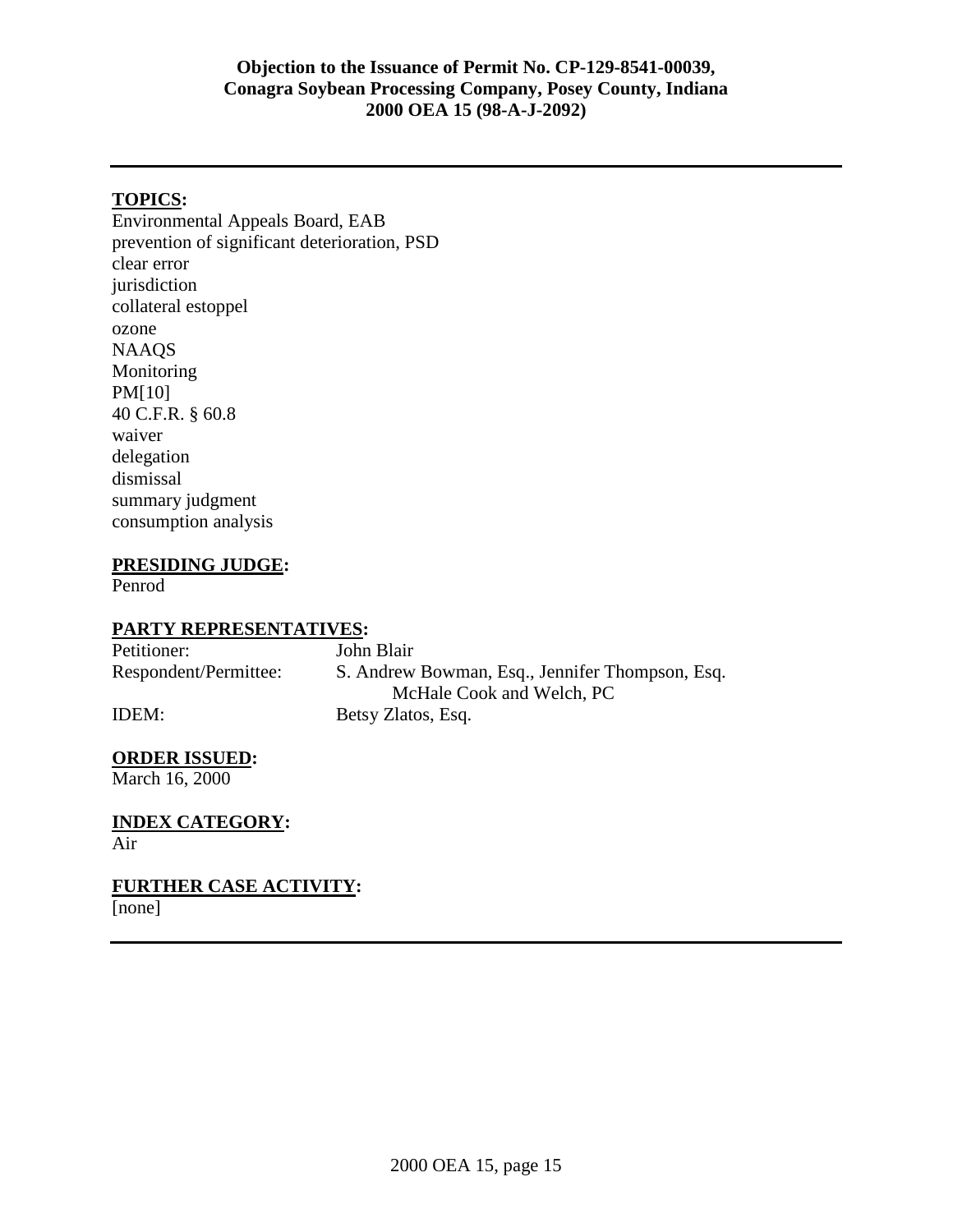**Objection to the Issuance of Permit No. CP-129-8541-00039, Conagra Soybean Processing Company, Posey County, Indiana 2000 OEA 15 (98-A-J-2092)**

---

**TOPICS:**

Environmental Appeals Board, EAB
prevention of significant deterioration, PSD
clear error
jurisdiction
collateral estoppel
ozone
NAAQS
Monitoring
PM[10]
40 C.F.R. § 60.8
waiver
delegation
dismissal
summary judgment
consumption analysis

**PRESIDING JUDGE:**

Penrod

**PARTY REPRESENTATIVES:**

| | |
|---|---|
| Petitioner: | John Blair |
| Respondent/Permittee: | S. Andrew Bowman, Esq., Jennifer Thompson, Esq. McHale Cook and Welch, PC |
| IDEM: | Betsy Zlatos, Esq. |

**ORDER ISSUED:**

March 16, 2000

**INDEX CATEGORY:**

Air

**FURTHER CASE ACTIVITY:**

[none]

---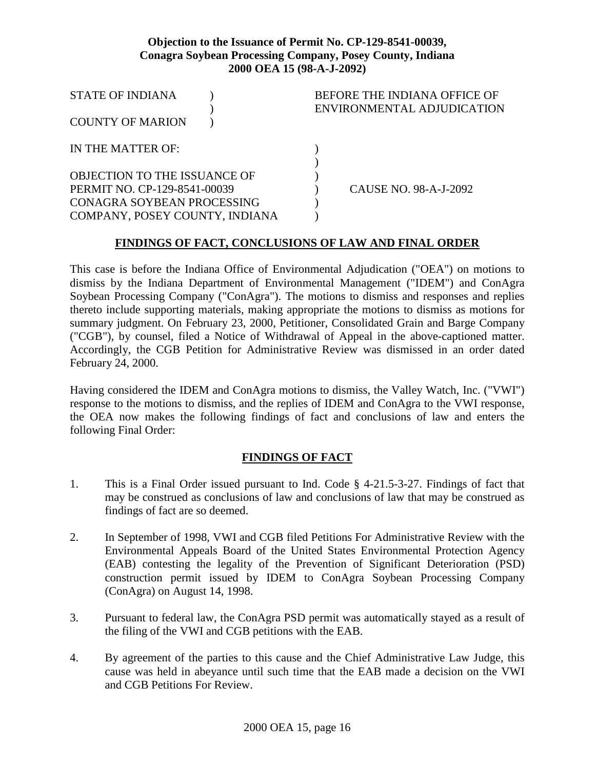**Objection to the Issuance of Permit No. CP-129-8541-00039, Conagra Soybean Processing Company, Posey County, Indiana 2000 OEA 15 (98-A-J-2092)**

STATE OF INDIANA )
) BEFORE THE INDIANA OFFICE OF ENVIRONMENTAL ADJUDICATION
COUNTY OF MARION )

IN THE MATTER OF: )
)
OBJECTION TO THE ISSUANCE OF )
PERMIT NO. CP-129-8541-00039 ) CAUSE NO. 98-A-J-2092
CONAGRA SOYBEAN PROCESSING )
COMPANY, POSEY COUNTY, INDIANA )

## FINDINGS OF FACT, CONCLUSIONS OF LAW AND FINAL ORDER

This case is before the Indiana Office of Environmental Adjudication ("OEA") on motions to dismiss by the Indiana Department of Environmental Management ("IDEM") and ConAgra Soybean Processing Company ("ConAgra"). The motions to dismiss and responses and replies thereto include supporting materials, making appropriate the motions to dismiss as motions for summary judgment. On February 23, 2000, Petitioner, Consolidated Grain and Barge Company ("CGB"), by counsel, filed a Notice of Withdrawal of Appeal in the above-captioned matter. Accordingly, the CGB Petition for Administrative Review was dismissed in an order dated February 24, 2000.

Having considered the IDEM and ConAgra motions to dismiss, the Valley Watch, Inc. ("VWI") response to the motions to dismiss, and the replies of IDEM and ConAgra to the VWI response, the OEA now makes the following findings of fact and conclusions of law and enters the following Final Order:

## FINDINGS OF FACT

1. This is a Final Order issued pursuant to Ind. Code § 4-21.5-3-27. Findings of fact that may be construed as conclusions of law and conclusions of law that may be construed as findings of fact are so deemed.

2. In September of 1998, VWI and CGB filed Petitions For Administrative Review with the Environmental Appeals Board of the United States Environmental Protection Agency (EAB) contesting the legality of the Prevention of Significant Deterioration (PSD) construction permit issued by IDEM to ConAgra Soybean Processing Company (ConAgra) on August 14, 1998.

3. Pursuant to federal law, the ConAgra PSD permit was automatically stayed as a result of the filing of the VWI and CGB petitions with the EAB.

4. By agreement of the parties to this cause and the Chief Administrative Law Judge, this cause was held in abeyance until such time that the EAB made a decision on the VWI and CGB Petitions For Review.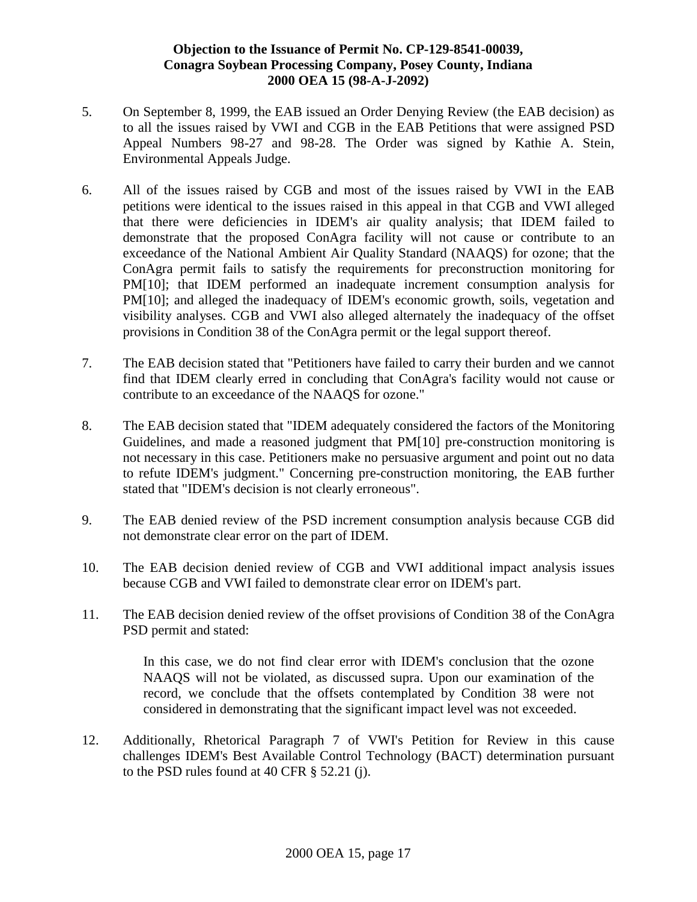5. On September 8, 1999, the EAB issued an Order Denying Review (the EAB decision) as to all the issues raised by VWI and CGB in the EAB Petitions that were assigned PSD Appeal Numbers 98-27 and 98-28. The Order was signed by Kathie A. Stein, Environmental Appeals Judge.

6. All of the issues raised by CGB and most of the issues raised by VWI in the EAB petitions were identical to the issues raised in this appeal in that CGB and VWI alleged that there were deficiencies in IDEM's air quality analysis; that IDEM failed to demonstrate that the proposed ConAgra facility will not cause or contribute to an exceedance of the National Ambient Air Quality Standard (NAAQS) for ozone; that the ConAgra permit fails to satisfy the requirements for preconstruction monitoring for PM[10]; that IDEM performed an inadequate increment consumption analysis for PM[10]; and alleged the inadequacy of IDEM's economic growth, soils, vegetation and visibility analyses. CGB and VWI also alleged alternately the inadequacy of the offset provisions in Condition 38 of the ConAgra permit or the legal support thereof.

7. The EAB decision stated that "Petitioners have failed to carry their burden and we cannot find that IDEM clearly erred in concluding that ConAgra's facility would not cause or contribute to an exceedance of the NAAQS for ozone."

8. The EAB decision stated that "IDEM adequately considered the factors of the Monitoring Guidelines, and made a reasoned judgment that PM[10] pre-construction monitoring is not necessary in this case. Petitioners make no persuasive argument and point out no data to refute IDEM's judgment." Concerning pre-construction monitoring, the EAB further stated that "IDEM's decision is not clearly erroneous".

9. The EAB denied review of the PSD increment consumption analysis because CGB did not demonstrate clear error on the part of IDEM.

10. The EAB decision denied review of CGB and VWI additional impact analysis issues because CGB and VWI failed to demonstrate clear error on IDEM's part.

11. The EAB decision denied review of the offset provisions of Condition 38 of the ConAgra PSD permit and stated:

   > In this case, we do not find clear error with IDEM's conclusion that the ozone NAAQS will not be violated, as discussed supra. Upon our examination of the record, we conclude that the offsets contemplated by Condition 38 were not considered in demonstrating that the significant impact level was not exceeded.

12. Additionally, Rhetorical Paragraph 7 of VWI's Petition for Review in this cause challenges IDEM's Best Available Control Technology (BACT) determination pursuant to the PSD rules found at 40 CFR § 52.21 (j).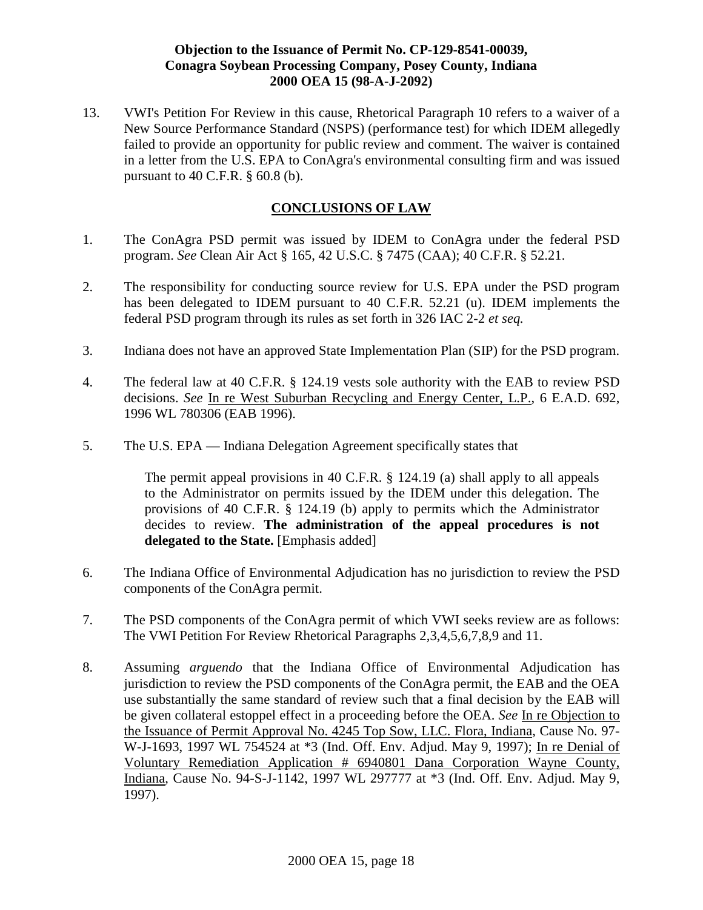13. VWI's Petition For Review in this cause, Rhetorical Paragraph 10 refers to a waiver of a New Source Performance Standard (NSPS) (performance test) for which IDEM allegedly failed to provide an opportunity for public review and comment. The waiver is contained in a letter from the U.S. EPA to ConAgra's environmental consulting firm and was issued pursuant to 40 C.F.R. § 60.8 (b).

## CONCLUSIONS OF LAW

1. The ConAgra PSD permit was issued by IDEM to ConAgra under the federal PSD program. *See* Clean Air Act § 165, 42 U.S.C. § 7475 (CAA); 40 C.F.R. § 52.21.

2. The responsibility for conducting source review for U.S. EPA under the PSD program has been delegated to IDEM pursuant to 40 C.F.R. 52.21 (u). IDEM implements the federal PSD program through its rules as set forth in 326 IAC 2-2 *et seq.*

3. Indiana does not have an approved State Implementation Plan (SIP) for the PSD program.

4. The federal law at 40 C.F.R. § 124.19 vests sole authority with the EAB to review PSD decisions. *See* In re West Suburban Recycling and Energy Center, L.P., 6 E.A.D. 692, 1996 WL 780306 (EAB 1996).

5. The U.S. EPA — Indiana Delegation Agreement specifically states that

   > The permit appeal provisions in 40 C.F.R. § 124.19 (a) shall apply to all appeals to the Administrator on permits issued by the IDEM under this delegation. The provisions of 40 C.F.R. § 124.19 (b) apply to permits which the Administrator decides to review. **The administration of the appeal procedures is not delegated to the State.** [Emphasis added]

6. The Indiana Office of Environmental Adjudication has no jurisdiction to review the PSD components of the ConAgra permit.

7. The PSD components of the ConAgra permit of which VWI seeks review are as follows: The VWI Petition For Review Rhetorical Paragraphs 2,3,4,5,6,7,8,9 and 11.

8. Assuming *arguendo* that the Indiana Office of Environmental Adjudication has jurisdiction to review the PSD components of the ConAgra permit, the EAB and the OEA use substantially the same standard of review such that a final decision by the EAB will be given collateral estoppel effect in a proceeding before the OEA. *See* In re Objection to the Issuance of Permit Approval No. 4245 Top Sow, LLC. Flora, Indiana, Cause No. 97-W-J-1693, 1997 WL 754524 at *3 (Ind. Off. Env. Adjud. May 9, 1997); In re Denial of Voluntary Remediation Application # 6940801 Dana Corporation Wayne County, Indiana, Cause No. 94-S-J-1142, 1997 WL 297777 at *3 (Ind. Off. Env. Adjud. May 9, 1997).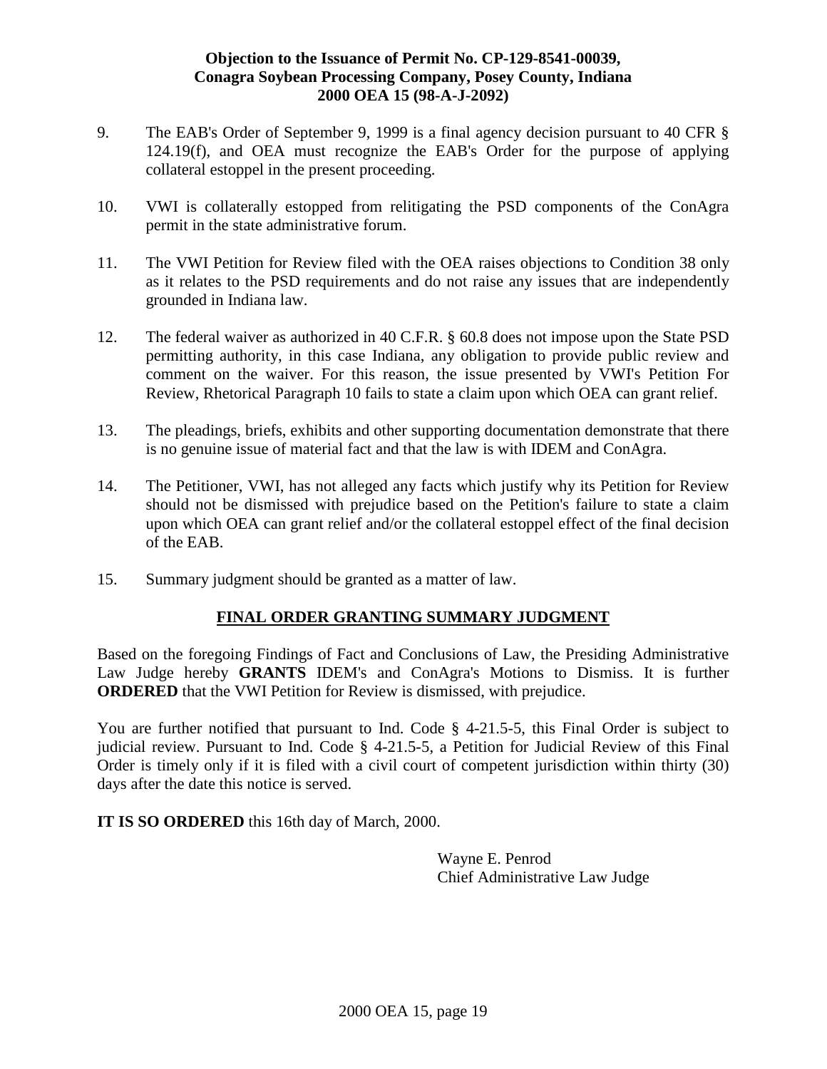9. The EAB's Order of September 9, 1999 is a final agency decision pursuant to 40 CFR § 124.19(f), and OEA must recognize the EAB's Order for the purpose of applying collateral estoppel in the present proceeding.

10. VWI is collaterally estopped from relitigating the PSD components of the ConAgra permit in the state administrative forum.

11. The VWI Petition for Review filed with the OEA raises objections to Condition 38 only as it relates to the PSD requirements and do not raise any issues that are independently grounded in Indiana law.

12. The federal waiver as authorized in 40 C.F.R. § 60.8 does not impose upon the State PSD permitting authority, in this case Indiana, any obligation to provide public review and comment on the waiver. For this reason, the issue presented by VWI's Petition For Review, Rhetorical Paragraph 10 fails to state a claim upon which OEA can grant relief.

13. The pleadings, briefs, exhibits and other supporting documentation demonstrate that there is no genuine issue of material fact and that the law is with IDEM and ConAgra.

14. The Petitioner, VWI, has not alleged any facts which justify why its Petition for Review should not be dismissed with prejudice based on the Petition's failure to state a claim upon which OEA can grant relief and/or the collateral estoppel effect of the final decision of the EAB.

15. Summary judgment should be granted as a matter of law.

## FINAL ORDER GRANTING SUMMARY JUDGMENT

Based on the foregoing Findings of Fact and Conclusions of Law, the Presiding Administrative Law Judge hereby **GRANTS** IDEM's and ConAgra's Motions to Dismiss. It is further **ORDERED** that the VWI Petition for Review is dismissed, with prejudice.

You are further notified that pursuant to Ind. Code § 4-21.5-5, this Final Order is subject to judicial review. Pursuant to Ind. Code § 4-21.5-5, a Petition for Judicial Review of this Final Order is timely only if it is filed with a civil court of competent jurisdiction within thirty (30) days after the date this notice is served.

**IT IS SO ORDERED** this 16th day of March, 2000.

Wayne E. Penrod
Chief Administrative Law Judge